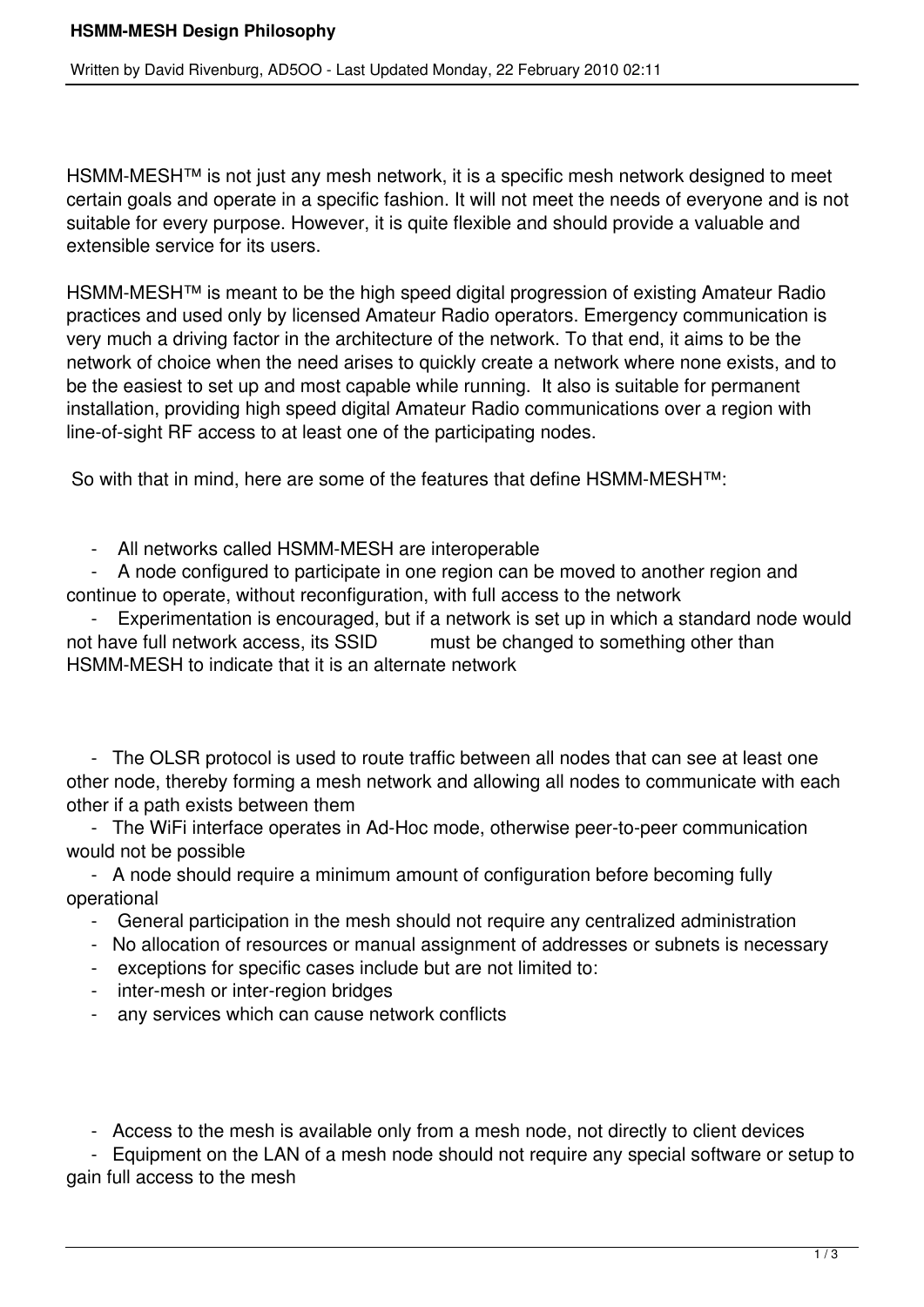# HSMM-MESH Design Philosophy

Written by David Rivenburg, AD5OO - Last Updated Monday, 22 February 2010 02:11

HSMM-MESH™ is not just any mesh network, it is a specific mesh network designed to meet certain goals and operate in a specific fashion. It will not meet the needs of everyone and is not suitable for every purpose. However, it is quite flexible and should provide a valuable and extensible service for its users.

HSMM-MESH™ is meant to be the high speed digital progression of existing Amateur Radio practices and used only by licensed Amateur Radio operators. Emergency communication is very much a driving factor in the architecture of the network. To that end, it aims to be the network of choice when the need arises to quickly create a network where none exists, and to be the easiest to set up and most capable while running. It also is suitable for permanent installation, providing high speed digital Amateur Radio communications over a region with line-of-sight RF access to at least one of the participating nodes.

So with that in mind, here are some of the features that define HSMM-MESH™:

- All networks called HSMM-MESH are interoperable
- A node configured to participate in one region can be moved to another region and continue to operate, without reconfiguration, with full access to the network
- Experimentation is encouraged, but if a network is set up in which a standard node would not have full network access, its SSID must be changed to something other than HSMM-MESH to indicate that it is an alternate network

- The OLSR protocol is used to route traffic between all nodes that can see at least one other node, thereby forming a mesh network and allowing all nodes to communicate with each other if a path exists between them
- The WiFi interface operates in Ad-Hoc mode, otherwise peer-to-peer communication would not be possible
- A node should require a minimum amount of configuration before becoming fully operational
- General participation in the mesh should not require any centralized administration
- No allocation of resources or manual assignment of addresses or subnets is necessary
- exceptions for specific cases include but are not limited to:
- inter-mesh or inter-region bridges
- any services which can cause network conflicts

- Access to the mesh is available only from a mesh node, not directly to client devices
- Equipment on the LAN of a mesh node should not require any special software or setup to gain full access to the mesh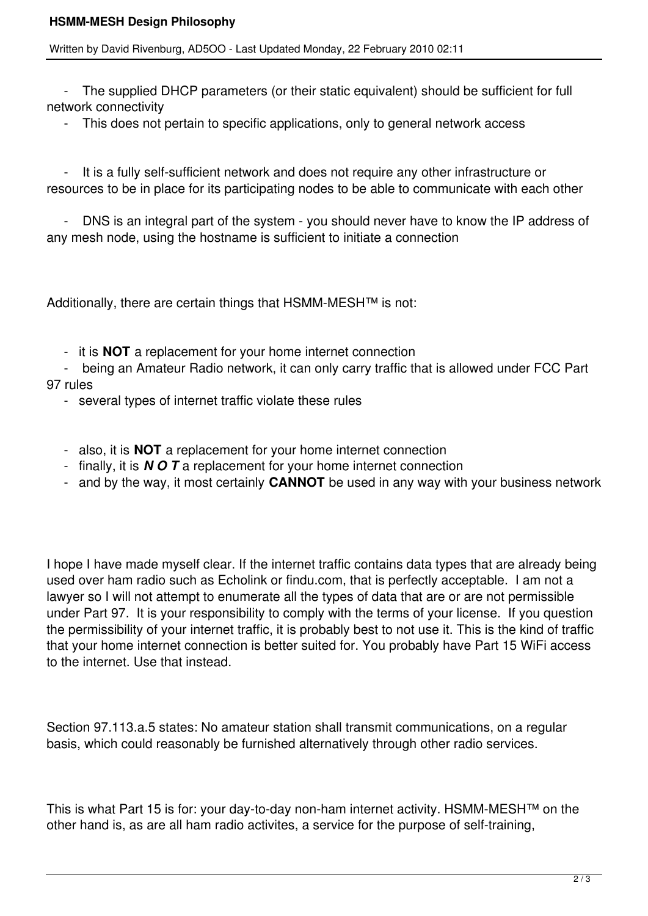- The supplied DHCP parameters (or their static equivalent) should be sufficient for full network connectivity
  - This does not pertain to specific applications, only to general network access

- It is a fully self-sufficient network and does not require any other infrastructure or resources to be in place for its participating nodes to be able to communicate with each other

- DNS is an integral part of the system - you should never have to know the IP address of any mesh node, using the hostname is sufficient to initiate a connection

Additionally, there are certain things that HSMM-MESH™ is not:

- it is **NOT** a replacement for your home internet connection
  - being an Amateur Radio network, it can only carry traffic that is allowed under FCC Part 97 rules
  - several types of internet traffic violate these rules

- also, it is **NOT** a replacement for your home internet connection
- finally, it is ***N O T*** a replacement for your home internet connection
- and by the way, it most certainly **CANNOT** be used in any way with your business network

I hope I have made myself clear. If the internet traffic contains data types that are already being used over ham radio such as Echolink or findu.com, that is perfectly acceptable. I am not a lawyer so I will not attempt to enumerate all the types of data that are or are not permissible under Part 97. It is your responsibility to comply with the terms of your license. If you question the permissibility of your internet traffic, it is probably best to not use it. This is the kind of traffic that your home internet connection is better suited for. You probably have Part 15 WiFi access to the internet. Use that instead.

Section 97.113.a.5 states: No amateur station shall transmit communications, on a regular basis, which could reasonably be furnished alternatively through other radio services.

This is what Part 15 is for: your day-to-day non-ham internet activity. HSMM-MESH™ on the other hand is, as are all ham radio activites, a service for the purpose of self-training,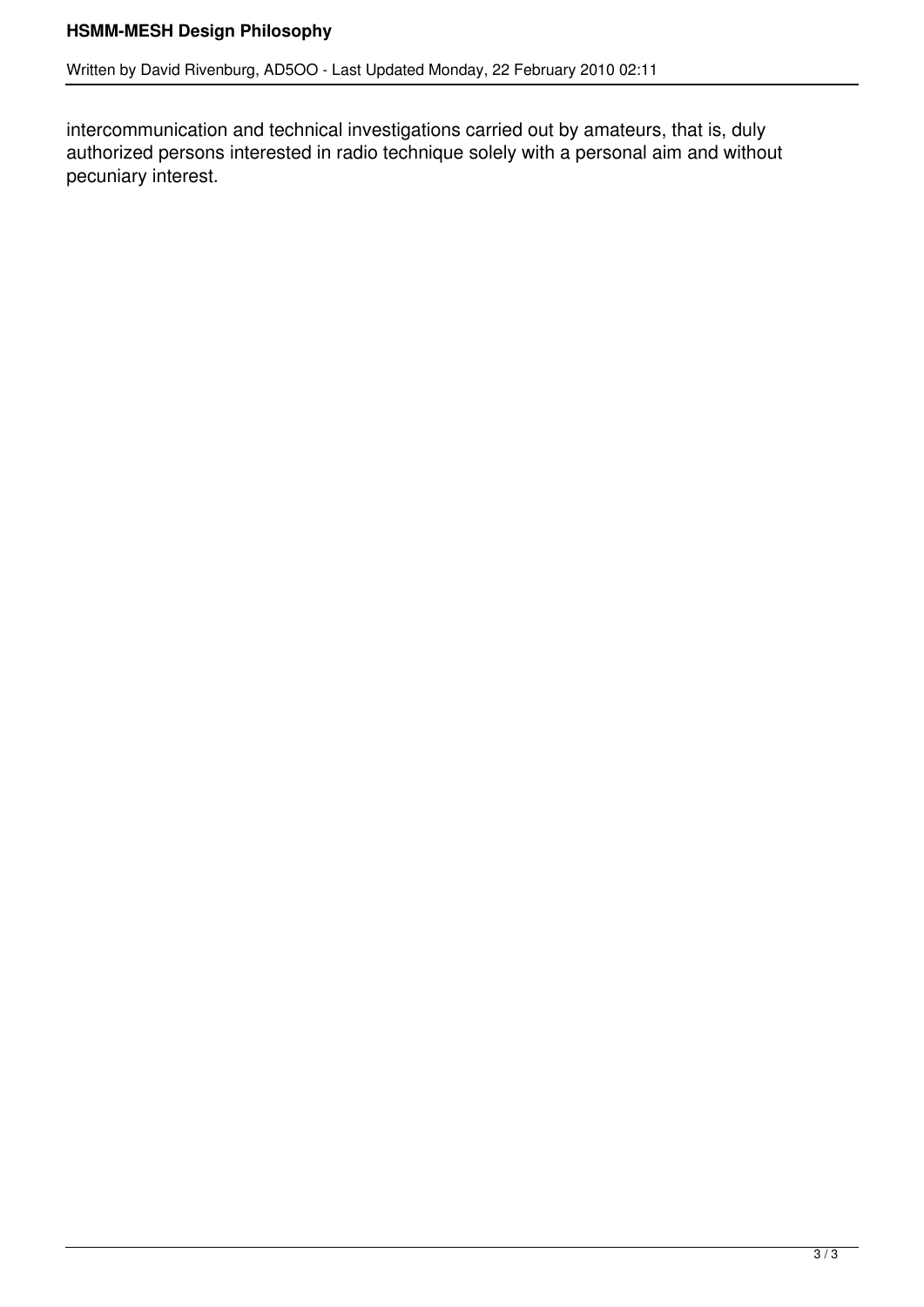intercommunication and technical investigations carried out by amateurs, that is, duly authorized persons interested in radio technique solely with a personal aim and without pecuniary interest.